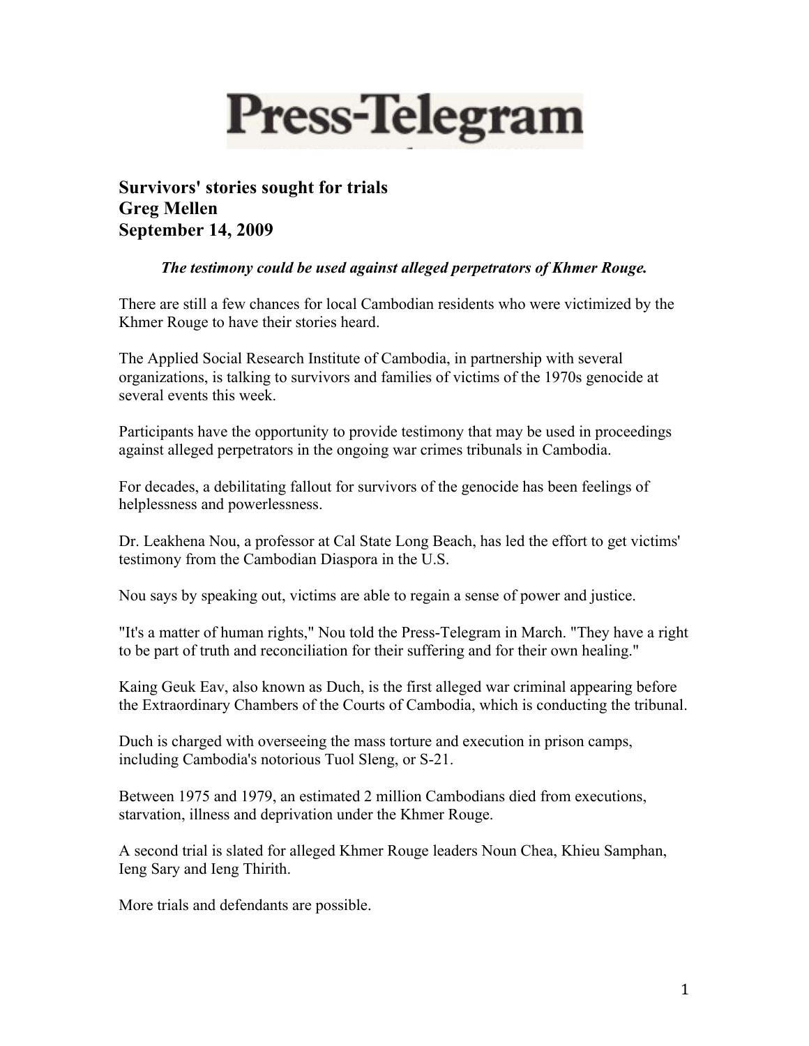# Press-Telegram

## Survivors' stories sought for trials
## Greg Mellen
## September 14, 2009

***The testimony could be used against alleged perpetrators of Khmer Rouge.***

There are still a few chances for local Cambodian residents who were victimized by the Khmer Rouge to have their stories heard.

The Applied Social Research Institute of Cambodia, in partnership with several organizations, is talking to survivors and families of victims of the 1970s genocide at several events this week.

Participants have the opportunity to provide testimony that may be used in proceedings against alleged perpetrators in the ongoing war crimes tribunals in Cambodia.

For decades, a debilitating fallout for survivors of the genocide has been feelings of helplessness and powerlessness.

Dr. Leakhena Nou, a professor at Cal State Long Beach, has led the effort to get victims' testimony from the Cambodian Diaspora in the U.S.

Nou says by speaking out, victims are able to regain a sense of power and justice.

"It's a matter of human rights," Nou told the Press-Telegram in March. "They have a right to be part of truth and reconciliation for their suffering and for their own healing."

Kaing Geuk Eav, also known as Duch, is the first alleged war criminal appearing before the Extraordinary Chambers of the Courts of Cambodia, which is conducting the tribunal.

Duch is charged with overseeing the mass torture and execution in prison camps, including Cambodia's notorious Tuol Sleng, or S-21.

Between 1975 and 1979, an estimated 2 million Cambodians died from executions, starvation, illness and deprivation under the Khmer Rouge.

A second trial is slated for alleged Khmer Rouge leaders Noun Chea, Khieu Samphan, Ieng Sary and Ieng Thirith.

More trials and defendants are possible.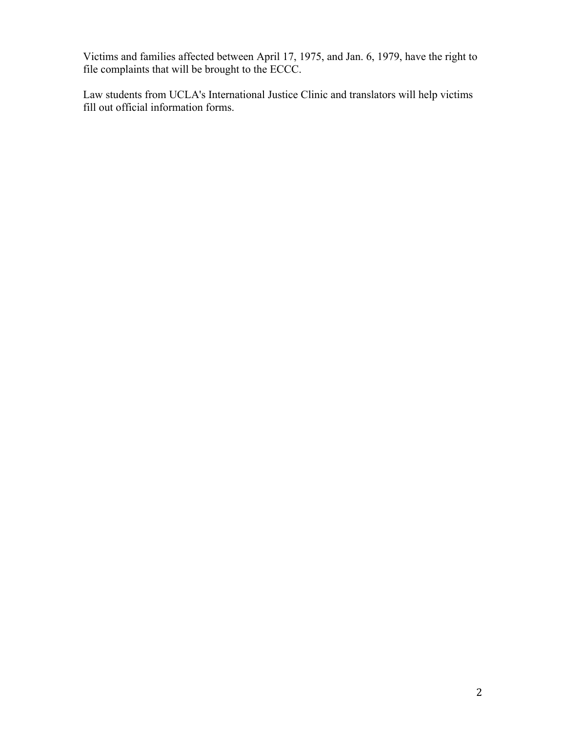Victims and families affected between April 17, 1975, and Jan. 6, 1979, have the right to file complaints that will be brought to the ECCC.

Law students from UCLA's International Justice Clinic and translators will help victims fill out official information forms.